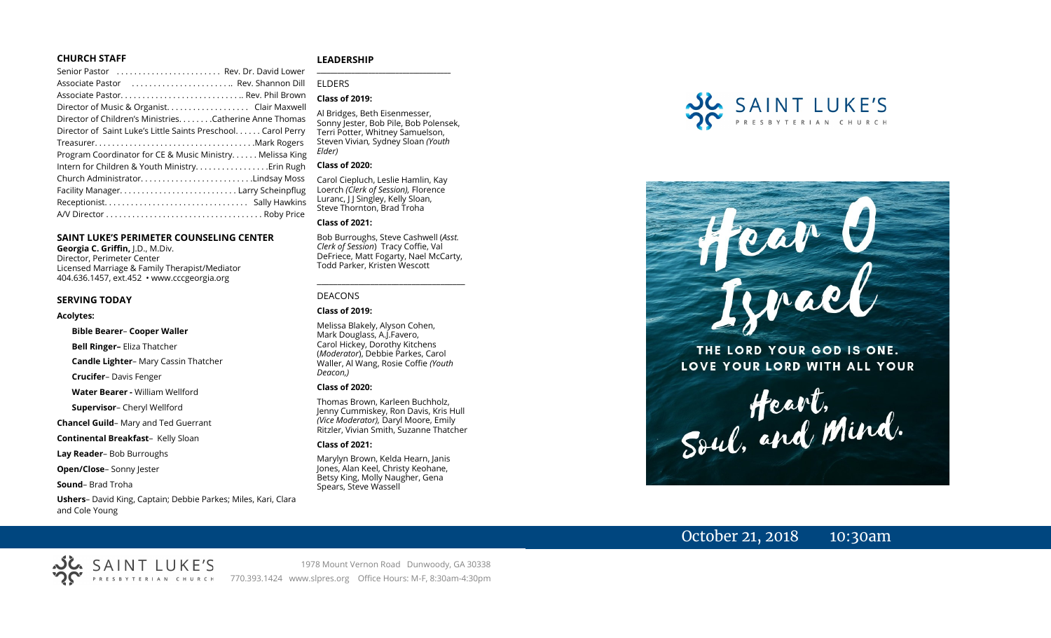## CHURCH STAFF

Senior Pastor . . . . . . . . . . . . . . . . . . . . . . . Rev. Dr. David Lower
Associate Pastor . . . . . . . . . . . . . . . . . . . . . . .. Rev. Shannon Dill
Associate Pastor. . . . . . . . . . . . . . . . . . . . . . . . . . .. Rev. Phil Brown
Director of Music & Organist. . . . . . . . . . . . . . . . . . Clair Maxwell
Director of Children's Ministries. . . . . . . .Catherine Anne Thomas
Director of Saint Luke's Little Saints Preschool. . . . . . Carol Perry
Treasurer. . . . . . . . . . . . . . . . . . . . . . . . . . . . . . . . . . . .Mark Rogers
Program Coordinator for CE & Music Ministry. . . . . . Melissa King
Intern for Children & Youth Ministry. . . . . . . . . . . . . . . . .Erin Rugh
Church Administrator. . . . . . . . . . . . . . . . . . . . . . . . .Lindsay Moss
Facility Manager. . . . . . . . . . . . . . . . . . . . . . . . . . Larry Scheinpflug
Receptionist. . . . . . . . . . . . . . . . . . . . . . . . . . . . . . . . Sally Hawkins
A/V Director . . . . . . . . . . . . . . . . . . . . . . . . . . . . . . . . . . . Roby Price

## SAINT LUKE'S PERIMETER COUNSELING CENTER

**Georgia C. Griffin,** J.D., M.Div.
Director, Perimeter Center
Licensed Marriage & Family Therapist/Mediator
404.636.1457, ext.452 • www.cccgeorgia.org

## SERVING TODAY

**Acolytes:**

**Bible Bearer**– **Cooper Waller**

**Bell Ringer–** Eliza Thatcher

**Candle Lighter**– Mary Cassin Thatcher

**Crucifer**– Davis Fenger

**Water Bearer -** William Wellford

**Supervisor**– Cheryl Wellford

**Chancel Guild**– Mary and Ted Guerrant

**Continental Breakfast**– Kelly Sloan

**Lay Reader**– Bob Burroughs

**Open/Close**– Sonny Jester

**Sound**– Brad Troha

**Ushers**– David King, Captain; Debbie Parkes; Miles, Kari, Clara and Cole Young

## LEADERSHIP

ELDERS

**Class of 2019:**

Al Bridges, Beth Eisenmesser, Sonny Jester, Bob Pile, Bob Polensek, Terri Potter, Whitney Samuelson, Steven Vivian*,* Sydney Sloan *(Youth Elder)*

**Class of 2020:**

Carol Ciepluch, Leslie Hamlin, Kay Loerch *(Clerk of Session),* Florence Luranc, J J Singley, Kelly Sloan, Steve Thornton, Brad Troha

**Class of 2021:**

Bob Burroughs, Steve Cashwell (*Asst. Clerk of Session*) Tracy Coffie, Val DeFriece, Matt Fogarty, Nael McCarty, Todd Parker, Kristen Wescott

DEACONS

**Class of 2019:**

Melissa Blakely, Alyson Cohen, Mark Douglass, A.J.Favero, Carol Hickey, Dorothy Kitchens (*Moderator*), Debbie Parkes, Carol Waller, Al Wang, Rosie Coffie *(Youth Deacon,)*

**Class of 2020:**

Thomas Brown, Karleen Buchholz, Jenny Cummiskey, Ron Davis, Kris Hull *(Vice Moderator),* Daryl Moore, Emily Ritzler, Vivian Smith, Suzanne Thatcher

**Class of 2021:**

Marylyn Brown, Kelda Hearn, Janis Jones, Alan Keel, Christy Keohane, Betsy King, Molly Naugher, Gena Spears, Steve Wassell

SAINT LUKE'S PRESBYTERIAN CHURCH

# Hear O Israel

THE LORD YOUR GOD IS ONE. LOVE YOUR LORD WITH ALL YOUR

Heart, Soul, and Mind.

October 21, 2018 10:30am

SAINT LUKE'S PRESBYTERIAN CHURCH

1978 Mount Vernon Road Dunwoody, GA 30338
770.393.1424 www.slpres.org Office Hours: M-F, 8:30am-4:30pm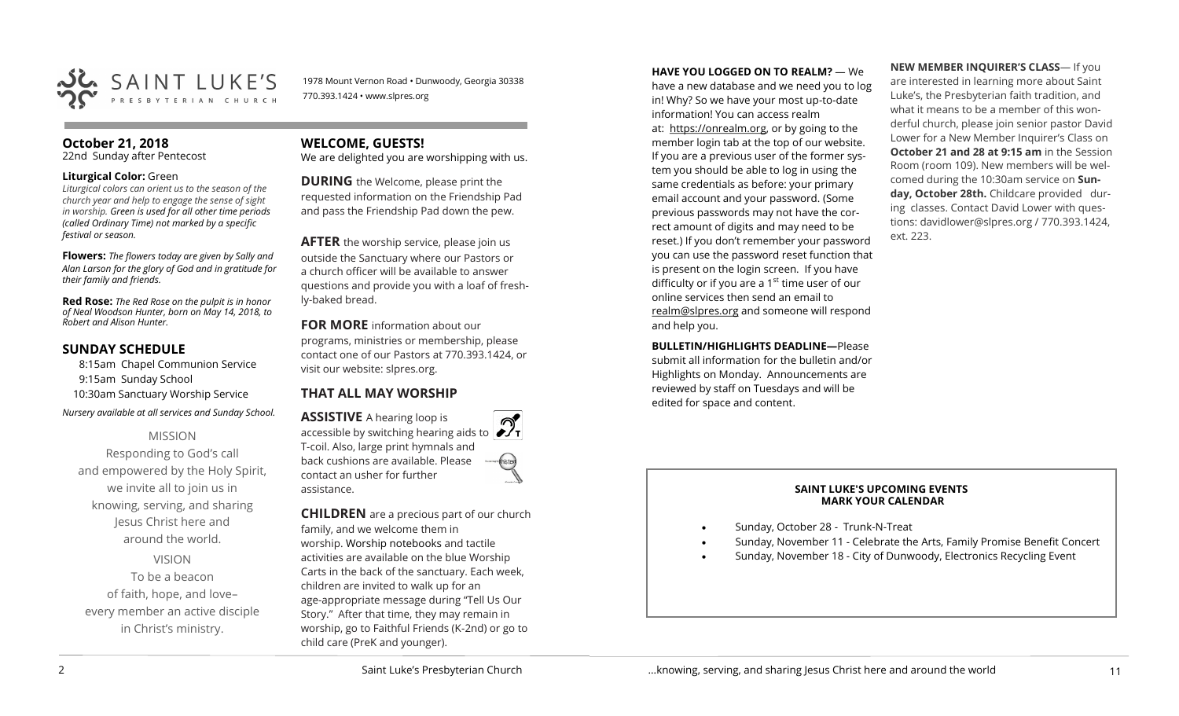SAINT LUKE'S PRESBYTERIAN CHURCH

1978 Mount Vernon Road • Dunwoody, Georgia 30338
770.393.1424 • www.slpres.org

## October 21, 2018
22nd Sunday after Pentecost

**Liturgical Color:** Green
*Liturgical colors can orient us to the season of the church year and help to engage the sense of sight in worship. Green is used for all other time periods (called Ordinary Time) not marked by a specific festival or season.*

**Flowers:** *The flowers today are given by Sally and Alan Larson for the glory of God and in gratitude for their family and friends.*

**Red Rose:** *The Red Rose on the pulpit is in honor of Neal Woodson Hunter, born on May 14, 2018, to Robert and Alison Hunter.*

## SUNDAY SCHEDULE

8:15am Chapel Communion Service
9:15am Sunday School
10:30am Sanctuary Worship Service

*Nursery available at all services and Sunday School.*

MISSION

Responding to God's call and empowered by the Holy Spirit, we invite all to join us in knowing, serving, and sharing Jesus Christ here and around the world.

VISION

To be a beacon of faith, hope, and love– every member an active disciple in Christ's ministry.

## WELCOME, GUESTS!

We are delighted you are worshipping with us.

**DURING** the Welcome, please print the requested information on the Friendship Pad and pass the Friendship Pad down the pew.

**AFTER** the worship service, please join us outside the Sanctuary where our Pastors or a church officer will be available to answer questions and provide you with a loaf of freshly-baked bread.

**FOR MORE** information about our programs, ministries or membership, please contact one of our Pastors at 770.393.1424, or visit our website: slpres.org.

## THAT ALL MAY WORSHIP

**ASSISTIVE** A hearing loop is accessible by switching hearing aids to T-coil. Also, large print hymnals and back cushions are available. Please contact an usher for further assistance.

**CHILDREN** are a precious part of our church family, and we welcome them in worship. Worship notebooks and tactile activities are available on the blue Worship Carts in the back of the sanctuary. Each week, children are invited to walk up for an age-appropriate message during "Tell Us Our Story." After that time, they may remain in worship, go to Faithful Friends (K-2nd) or go to child care (PreK and younger).

**HAVE YOU LOGGED ON TO REALM?** — We have a new database and we need you to log in! Why? So we have your most up-to-date information! You can access realm at: https://onrealm.org, or by going to the member login tab at the top of our website. If you are a previous user of the former system you should be able to log in using the same credentials as before: your primary email account and your password. (Some previous passwords may not have the correct amount of digits and may need to be reset.) If you don't remember your password you can use the password reset function that is present on the login screen. If you have difficulty or if you are a 1st time user of our online services then send an email to realm@slpres.org and someone will respond and help you.

**BULLETIN/HIGHLIGHTS DEADLINE—**Please submit all information for the bulletin and/or Highlights on Monday. Announcements are reviewed by staff on Tuesdays and will be edited for space and content.

**NEW MEMBER INQUIRER'S CLASS**— If you are interested in learning more about Saint Luke's, the Presbyterian faith tradition, and what it means to be a member of this wonderful church, please join senior pastor David Lower for a New Member Inquirer's Class on **October 21 and 28 at 9:15 am** in the Session Room (room 109). New members will be welcomed during the 10:30am service on **Sunday, October 28th.** Childcare provided during classes. Contact David Lower with questions: davidlower@slpres.org / 770.393.1424, ext. 223.

**SAINT LUKE'S UPCOMING EVENTS**
**MARK YOUR CALENDAR**

- Sunday, October 28 - Trunk-N-Treat
- Sunday, November 11 - Celebrate the Arts, Family Promise Benefit Concert
- Sunday, November 18 - City of Dunwoody, Electronics Recycling Event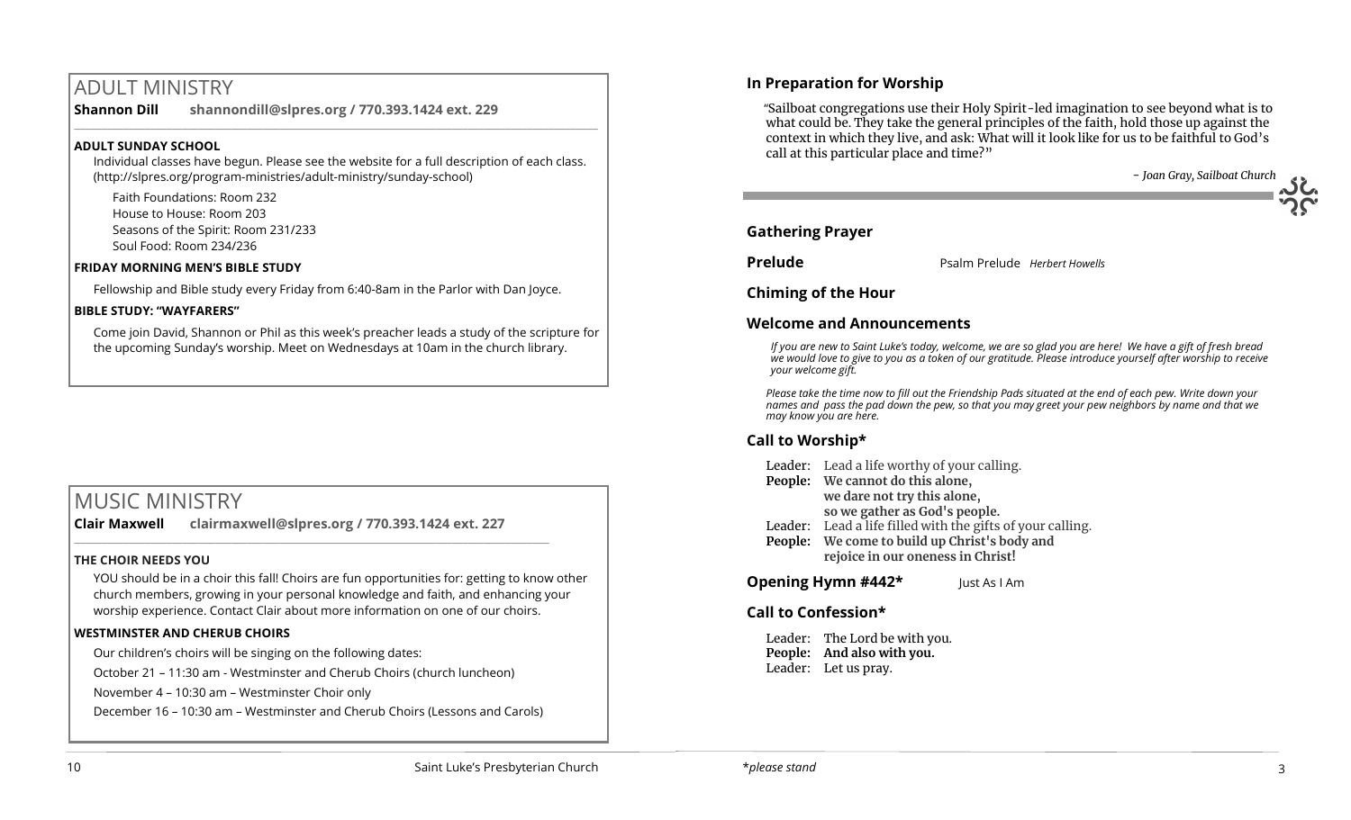## ADULT MINISTRY

**Shannon Dill** **shannondill@slpres.org / 770.393.1424 ext. 229**

### ADULT SUNDAY SCHOOL

Individual classes have begun. Please see the website for a full description of each class. (http://slpres.org/program-ministries/adult-ministry/sunday-school)

Faith Foundations: Room 232
House to House: Room 203
Seasons of the Spirit: Room 231/233
Soul Food: Room 234/236

### FRIDAY MORNING MEN'S BIBLE STUDY

Fellowship and Bible study every Friday from 6:40-8am in the Parlor with Dan Joyce.

### BIBLE STUDY: "WAYFARERS"

Come join David, Shannon or Phil as this week's preacher leads a study of the scripture for the upcoming Sunday's worship. Meet on Wednesdays at 10am in the church library.

## MUSIC MINISTRY

**Clair Maxwell** **clairmaxwell@slpres.org / 770.393.1424 ext. 227**

### THE CHOIR NEEDS YOU

YOU should be in a choir this fall! Choirs are fun opportunities for: getting to know other church members, growing in your personal knowledge and faith, and enhancing your worship experience. Contact Clair about more information on one of our choirs.

### WESTMINSTER AND CHERUB CHOIRS

Our children's choirs will be singing on the following dates:

October 21 – 11:30 am - Westminster and Cherub Choirs (church luncheon)

November 4 – 10:30 am – Westminster Choir only

December 16 – 10:30 am – Westminster and Cherub Choirs (Lessons and Carols)

### In Preparation for Worship

"Sailboat congregations use their Holy Spirit-led imagination to see beyond what is to what could be. They take the general principles of the faith, hold those up against the context in which they live, and ask: What will it look like for us to be faithful to God's call at this particular place and time?"

*- Joan Gray, Sailboat Church*

### Gathering Prayer

**Prelude** Psalm Prelude *Herbert Howells*

### Chiming of the Hour

### Welcome and Announcements

*If you are new to Saint Luke's today, welcome, we are so glad you are here! We have a gift of fresh bread we would love to give to you as a token of our gratitude. Please introduce yourself after worship to receive your welcome gift.*

*Please take the time now to fill out the Friendship Pads situated at the end of each pew. Write down your names and pass the pad down the pew, so that you may greet your pew neighbors by name and that we may know you are here.*

### Call to Worship*

Leader: Lead a life worthy of your calling.
**People: We cannot do this alone,**
**we dare not try this alone,**
**so we gather as God's people.**
Leader: Lead a life filled with the gifts of your calling.
**People: We come to build up Christ's body and**
**rejoice in our oneness in Christ!**

**Opening Hymn #442*** Just As I Am

### Call to Confession*

Leader: The Lord be with you.
**People: And also with you.**
Leader: Let us pray.

*please stand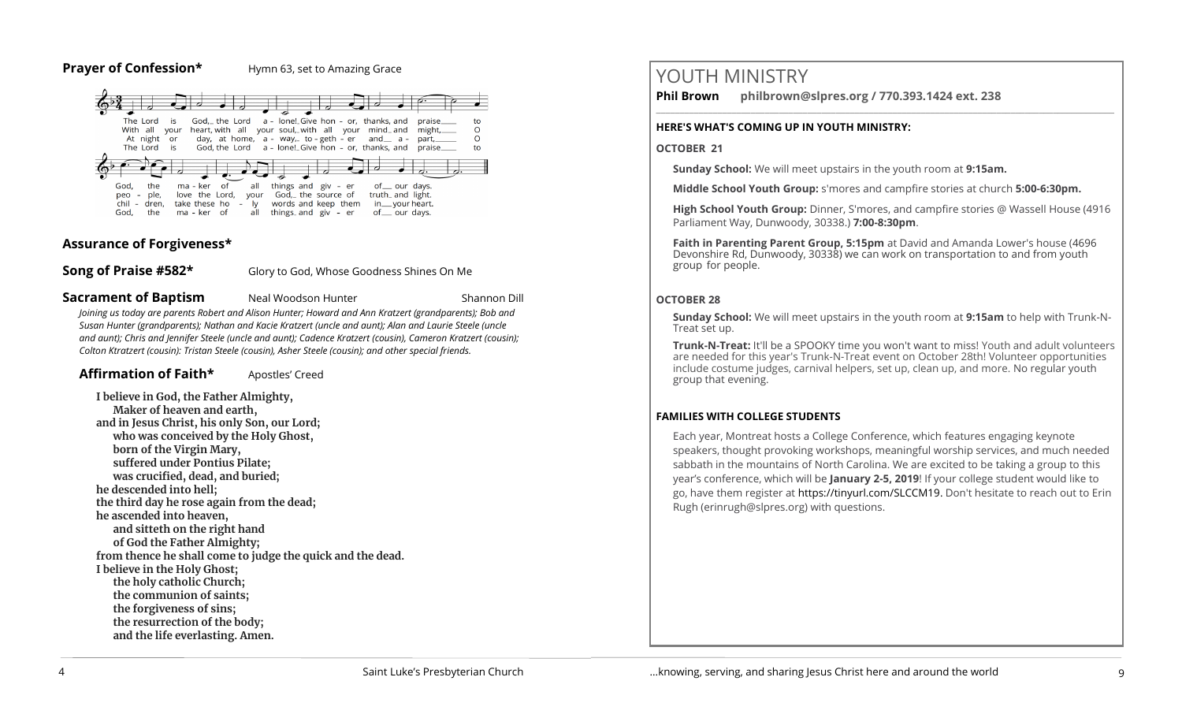**Prayer of Confession*** Hymn 63, set to Amazing Grace

The Lord is God, the Lord a-lone! Give hon-or, thanks, and praise to God, the ma-ker of all things and giv-er of our days.
With all your heart, with all your soul, with all your mind and might, O peo-ple, love the Lord, your God, the source of truth and light.
At night or day, at home, a-way, to-geth-er and a-part, O chil-dren, take these ho-ly words and keep them in your heart.
The Lord is God, the Lord a-lone! Give hon-or, thanks, and praise to God, the ma-ker of all things and giv-er of our days.

**Assurance of Forgiveness***

**Song of Praise #582*** Glory to God, Whose Goodness Shines On Me

**Sacrament of Baptism** Neal Woodson Hunter Shannon Dill

*Joining us today are parents Robert and Alison Hunter; Howard and Ann Kratzert (grandparents); Bob and Susan Hunter (grandparents); Nathan and Kacie Kratzert (uncle and aunt); Alan and Laurie Steele (uncle and aunt); Chris and Jennifer Steele (uncle and aunt); Cadence Kratzert (cousin), Cameron Kratzert (cousin); Colton Ktratzert (cousin): Tristan Steele (cousin), Asher Steele (cousin); and other special friends.*

**Affirmation of Faith*** Apostles' Creed

**I believe in God, the Father Almighty,**
**Maker of heaven and earth,**
**and in Jesus Christ, his only Son, our Lord;**
**who was conceived by the Holy Ghost,**
**born of the Virgin Mary,**
**suffered under Pontius Pilate;**
**was crucified, dead, and buried;**
**he descended into hell;**
**the third day he rose again from the dead;**
**he ascended into heaven,**
**and sitteth on the right hand**
**of God the Father Almighty;**
**from thence he shall come to judge the quick and the dead.**
**I believe in the Holy Ghost;**
**the holy catholic Church;**
**the communion of saints;**
**the forgiveness of sins;**
**the resurrection of the body;**
**and the life everlasting. Amen.**

# YOUTH MINISTRY

**Phil Brown** **philbrown@slpres.org / 770.393.1424 ext. 238**

**HERE'S WHAT'S COMING UP IN YOUTH MINISTRY:**

**OCTOBER 21**

**Sunday School:** We will meet upstairs in the youth room at **9:15am.**

**Middle School Youth Group:** s'mores and campfire stories at church **5:00-6:30pm.**

**High School Youth Group:** Dinner, S'mores, and campfire stories @ Wassell House (4916 Parliament Way, Dunwoody, 30338.) **7:00-8:30pm**.

**Faith in Parenting Parent Group, 5:15pm** at David and Amanda Lower's house (4696 Devonshire Rd, Dunwoody, 30338) we can work on transportation to and from youth group for people.

**OCTOBER 28**

**Sunday School:** We will meet upstairs in the youth room at **9:15am** to help with Trunk-N-Treat set up.

**Trunk-N-Treat:** It'll be a SPOOKY time you won't want to miss! Youth and adult volunteers are needed for this year's Trunk-N-Treat event on October 28th! Volunteer opportunities include costume judges, carnival helpers, set up, clean up, and more. No regular youth group that evening.

**FAMILIES WITH COLLEGE STUDENTS**

Each year, Montreat hosts a College Conference, which features engaging keynote speakers, thought provoking workshops, meaningful worship services, and much needed sabbath in the mountains of North Carolina. We are excited to be taking a group to this year's conference, which will be **January 2-5, 2019**! If your college student would like to go, have them register at https://tinyurl.com/SLCCM19. Don't hesitate to reach out to Erin Rugh (erinrugh@slpres.org) with questions.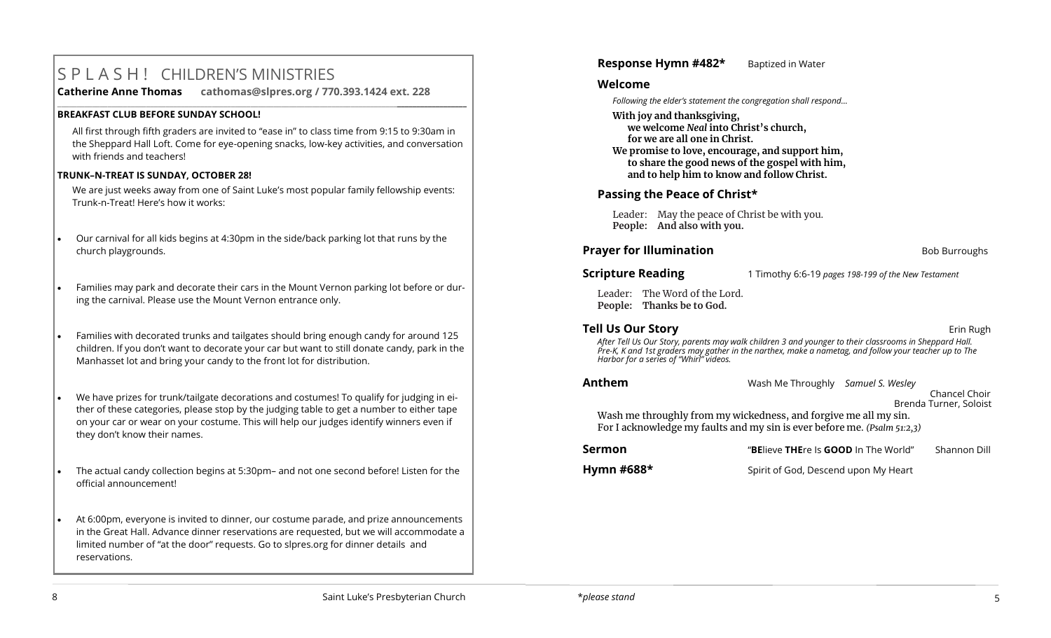# S P L A S H ! CHILDREN'S MINISTRIES

**Catherine Anne Thomas cathomas@slpres.org / 770.393.1424 ext. 228**

**BREAKFAST CLUB BEFORE SUNDAY SCHOOL!**

All first through fifth graders are invited to "ease in" to class time from 9:15 to 9:30am in the Sheppard Hall Loft. Come for eye-opening snacks, low-key activities, and conversation with friends and teachers!

**TRUNK–N-TREAT IS SUNDAY, OCTOBER 28!**

We are just weeks away from one of Saint Luke's most popular family fellowship events: Trunk-n-Treat! Here's how it works:

- Our carnival for all kids begins at 4:30pm in the side/back parking lot that runs by the church playgrounds.
- Families may park and decorate their cars in the Mount Vernon parking lot before or during the carnival. Please use the Mount Vernon entrance only.
- Families with decorated trunks and tailgates should bring enough candy for around 125 children. If you don't want to decorate your car but want to still donate candy, park in the Manhasset lot and bring your candy to the front lot for distribution.
- We have prizes for trunk/tailgate decorations and costumes! To qualify for judging in either of these categories, please stop by the judging table to get a number to either tape on your car or wear on your costume. This will help our judges identify winners even if they don't know their names.
- The actual candy collection begins at 5:30pm– and not one second before! Listen for the official announcement!
- At 6:00pm, everyone is invited to dinner, our costume parade, and prize announcements in the Great Hall. Advance dinner reservations are requested, but we will accommodate a limited number of "at the door" requests. Go to slpres.org for dinner details and reservations.

**Response Hymn #482*** Baptized in Water

**Welcome**

*Following the elder's statement the congregation shall respond…*

**With joy and thanksgiving,**
**we welcome *Neal* into Christ's church,**
**for we are all one in Christ.**
**We promise to love, encourage, and support him,**
**to share the good news of the gospel with him,**
**and to help him to know and follow Christ.**

**Passing the Peace of Christ***

Leader: May the peace of Christ be with you.
**People: And also with you.**

**Prayer for Illumination** Bob Burroughs

**Scripture Reading** 1 Timothy 6:6-19 *pages 198-199 of the New Testament*

Leader: The Word of the Lord.
**People: Thanks be to God.**

**Tell Us Our Story** Erin Rugh

*After Tell Us Our Story, parents may walk children 3 and younger to their classrooms in Sheppard Hall. Pre-K, K and 1st graders may gather in the narthex, make a nametag, and follow your teacher up to The Harbor for a series of "Whirl" videos.*

**Anthem** Wash Me Throughly *Samuel S. Wesley*
Chancel Choir
Brenda Turner, Soloist

Wash me throughly from my wickedness, and forgive me all my sin.
For I acknowledge my faults and my sin is ever before me. *(Psalm 51:2,3)*

**Sermon** "**BE**lieve **THE**re Is **GOOD** In The World" Shannon Dill

**Hymn #688*** Spirit of God, Descend upon My Heart

*please stand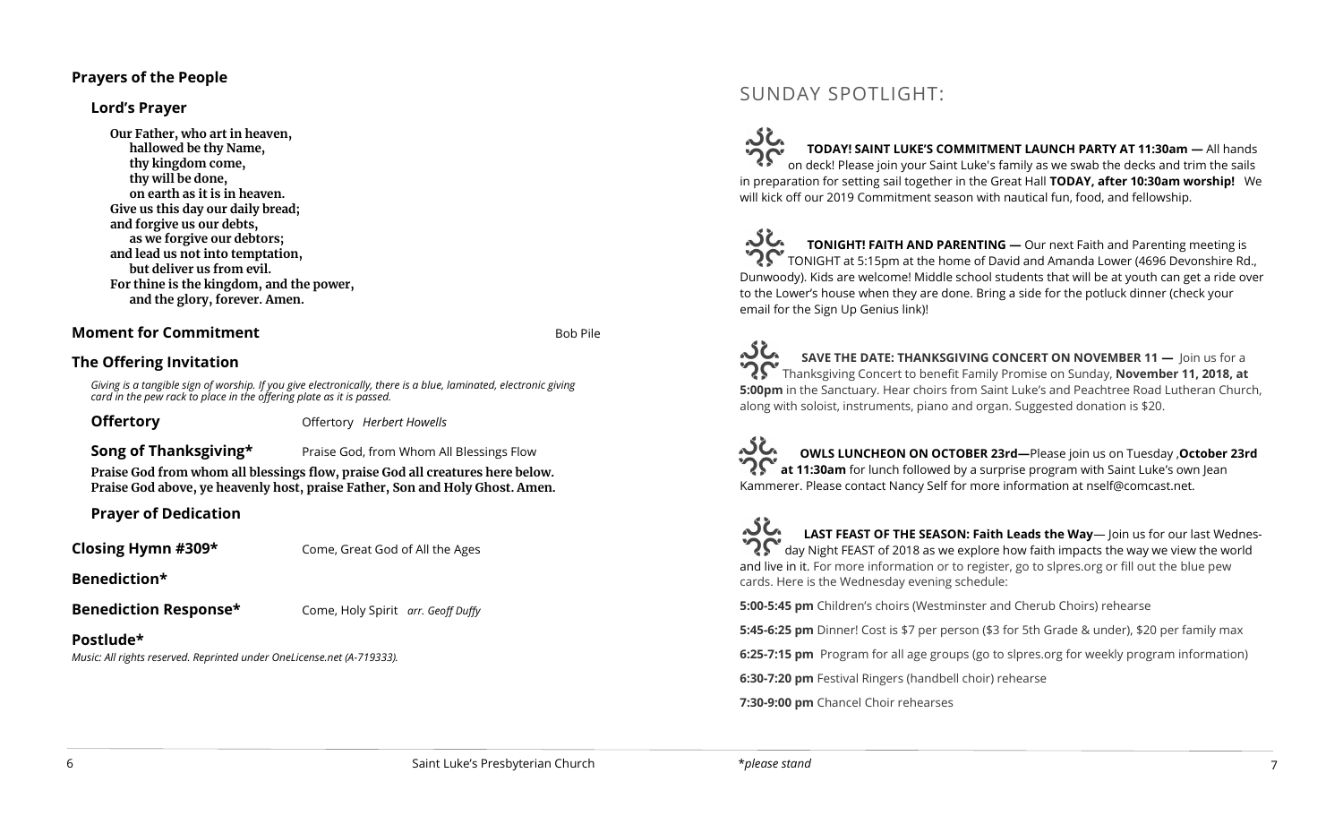## Prayers of the People

### Lord's Prayer

**Our Father, who art in heaven,**
**hallowed be thy Name,**
**thy kingdom come,**
**thy will be done,**
**on earth as it is in heaven.**
**Give us this day our daily bread;**
**and forgive us our debts,**
**as we forgive our debtors;**
**and lead us not into temptation,**
**but deliver us from evil.**
**For thine is the kingdom, and the power,**
**and the glory, forever. Amen.**

**Moment for Commitment** Bob Pile

**The Offering Invitation**

*Giving is a tangible sign of worship. If you give electronically, there is a blue, laminated, electronic giving card in the pew rack to place in the offering plate as it is passed.*

**Offertory** Offertory *Herbert Howells*

**Song of Thanksgiving*** Praise God, from Whom All Blessings Flow

**Praise God from whom all blessings flow, praise God all creatures here below. Praise God above, ye heavenly host, praise Father, Son and Holy Ghost. Amen.**

**Prayer of Dedication**

**Closing Hymn #309*** Come, Great God of All the Ages

**Benediction***

**Benediction Response*** Come, Holy Spirit *arr. Geoff Duffy*

**Postlude***

*Music: All rights reserved. Reprinted under OneLicense.net (A-719333).*

*\*please stand*

# SUNDAY SPOTLIGHT:

**TODAY! SAINT LUKE'S COMMITMENT LAUNCH PARTY AT 11:30am —** All hands on deck! Please join your Saint Luke's family as we swab the decks and trim the sails in preparation for setting sail together in the Great Hall **TODAY, after 10:30am worship!** We will kick off our 2019 Commitment season with nautical fun, food, and fellowship.

**TONIGHT! FAITH AND PARENTING —** Our next Faith and Parenting meeting is TONIGHT at 5:15pm at the home of David and Amanda Lower (4696 Devonshire Rd., Dunwoody). Kids are welcome! Middle school students that will be at youth can get a ride over to the Lower's house when they are done. Bring a side for the potluck dinner (check your email for the Sign Up Genius link)!

**SAVE THE DATE: THANKSGIVING CONCERT ON NOVEMBER 11 —** Join us for a Thanksgiving Concert to benefit Family Promise on Sunday, **November 11, 2018, at 5:00pm** in the Sanctuary. Hear choirs from Saint Luke's and Peachtree Road Lutheran Church, along with soloist, instruments, piano and organ. Suggested donation is $20.

**OWLS LUNCHEON ON OCTOBER 23rd—**Please join us on Tuesday ,**October 23rd at 11:30am** for lunch followed by a surprise program with Saint Luke's own Jean Kammerer. Please contact Nancy Self for more information at nself@comcast.net.

**LAST FEAST OF THE SEASON: Faith Leads the Way**— Join us for our last Wednesday Night FEAST of 2018 as we explore how faith impacts the way we view the world and live in it. For more information or to register, go to slpres.org or fill out the blue pew cards. Here is the Wednesday evening schedule:

**5:00-5:45 pm** Children's choirs (Westminster and Cherub Choirs) rehearse

**5:45-6:25 pm** Dinner! Cost is $7 per person ($3 for 5th Grade & under), $20 per family max

**6:25-7:15 pm** Program for all age groups (go to slpres.org for weekly program information)

**6:30-7:20 pm** Festival Ringers (handbell choir) rehearse

**7:30-9:00 pm** Chancel Choir rehearses